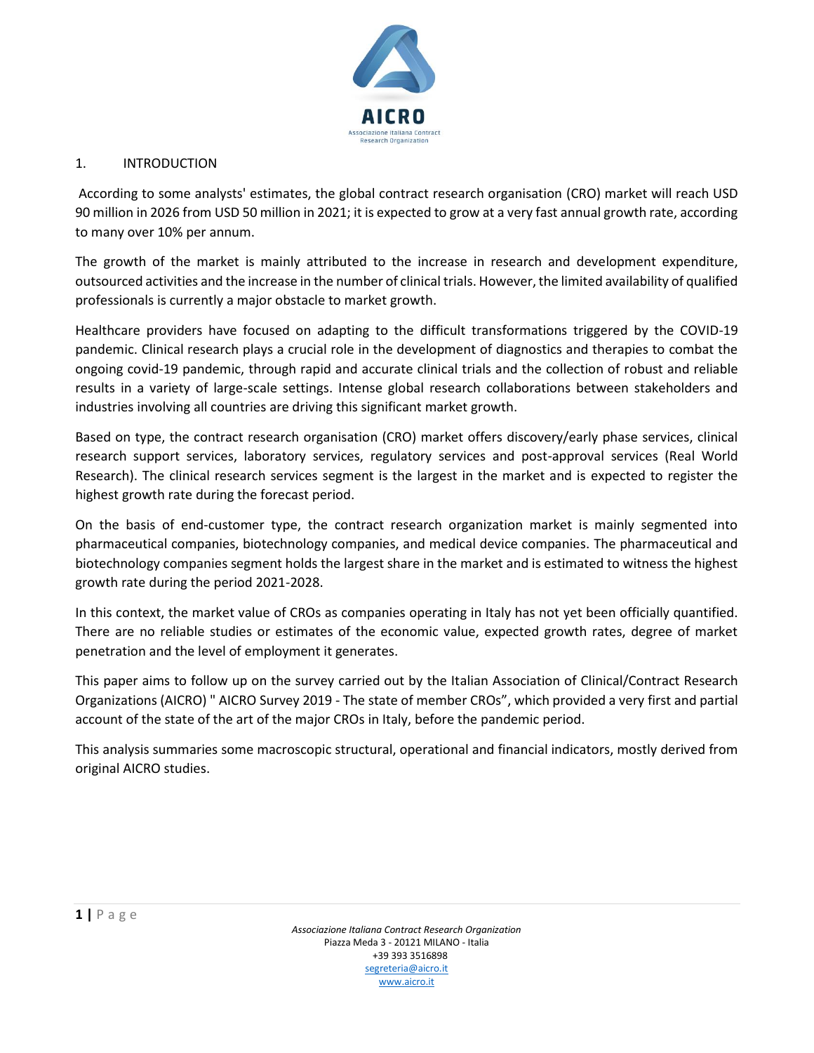# 1. INTRODUCTION

According to some analysts' estimates, the global contract research organisation (CRO) market will reach USD 90 million in 2026 from USD 50 million in 2021; it is expected to grow at a very fast annual growth rate, according to many over 10% per annum.

The growth of the market is mainly attributed to the increase in research and development expenditure, outsourced activities and the increase in the number of clinical trials. However, the limited availability of qualified professionals is currently a major obstacle to market growth.

Healthcare providers have focused on adapting to the difficult transformations triggered by the COVID-19 pandemic. Clinical research plays a crucial role in the development of diagnostics and therapies to combat the ongoing covid-19 pandemic, through rapid and accurate clinical trials and the collection of robust and reliable results in a variety of large-scale settings. Intense global research collaborations between stakeholders and industries involving all countries are driving this significant market growth.

Based on type, the contract research organisation (CRO) market offers discovery/early phase services, clinical research support services, laboratory services, regulatory services and post-approval services (Real World Research). The clinical research services segment is the largest in the market and is expected to register the highest growth rate during the forecast period.

On the basis of end-customer type, the contract research organization market is mainly segmented into pharmaceutical companies, biotechnology companies, and medical device companies. The pharmaceutical and biotechnology companies segment holds the largest share in the market and is estimated to witness the highest growth rate during the period 2021-2028.

In this context, the market value of CROs as companies operating in Italy has not yet been officially quantified. There are no reliable studies or estimates of the economic value, expected growth rates, degree of market penetration and the level of employment it generates.

This paper aims to follow up on the survey carried out by the Italian Association of Clinical/Contract Research Organizations (AICRO) " AICRO Survey 2019 - The state of member CROs", which provided a very first and partial account of the state of the art of the major CROs in Italy, before the pandemic period.

This analysis summaries some macroscopic structural, operational and financial indicators, mostly derived from original AICRO studies.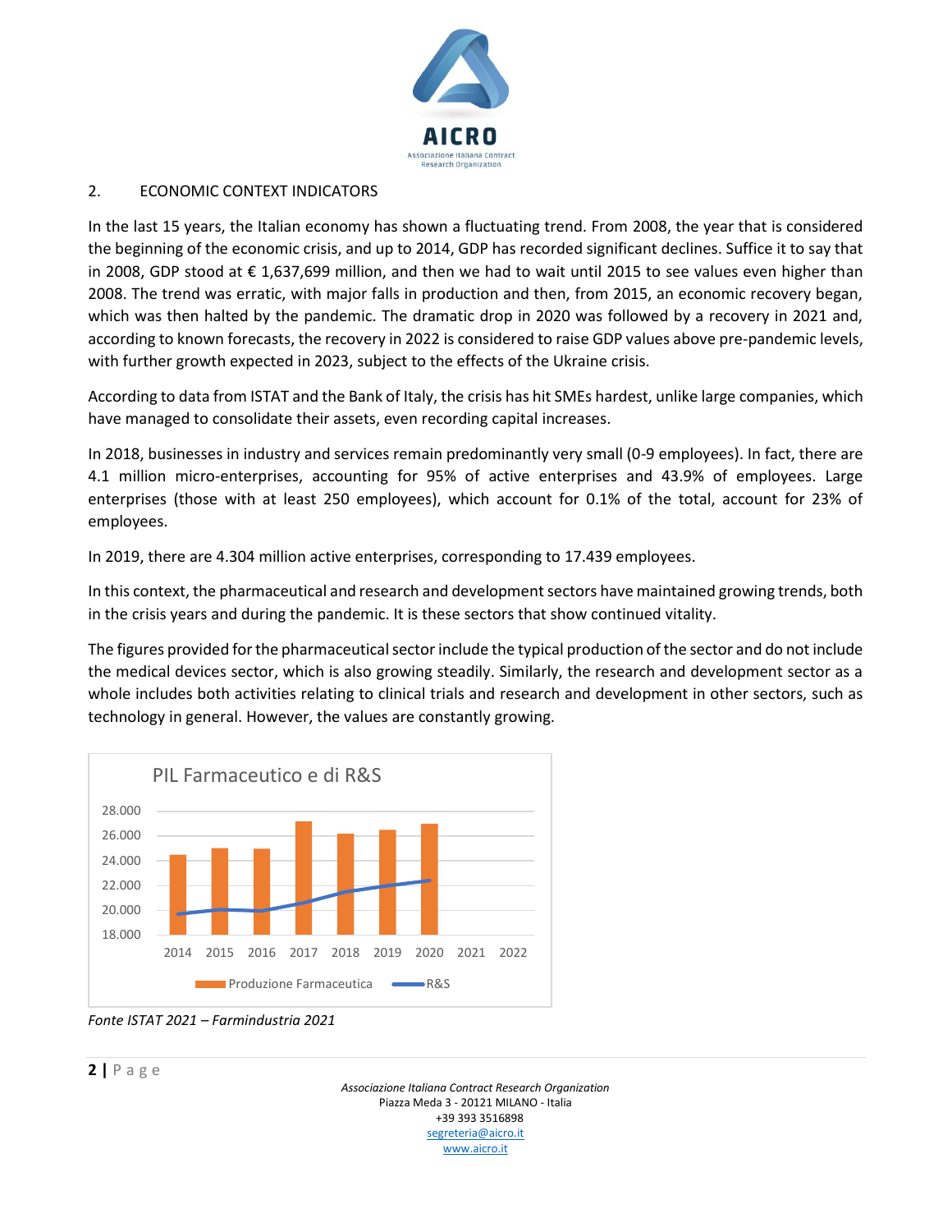## 2. ECONOMIC CONTEXT INDICATORS

In the last 15 years, the Italian economy has shown a fluctuating trend. From 2008, the year that is considered the beginning of the economic crisis, and up to 2014, GDP has recorded significant declines. Suffice it to say that in 2008, GDP stood at € 1,637,699 million, and then we had to wait until 2015 to see values even higher than 2008. The trend was erratic, with major falls in production and then, from 2015, an economic recovery began, which was then halted by the pandemic. The dramatic drop in 2020 was followed by a recovery in 2021 and, according to known forecasts, the recovery in 2022 is considered to raise GDP values above pre-pandemic levels, with further growth expected in 2023, subject to the effects of the Ukraine crisis.

According to data from ISTAT and the Bank of Italy, the crisis has hit SMEs hardest, unlike large companies, which have managed to consolidate their assets, even recording capital increases.

In 2018, businesses in industry and services remain predominantly very small (0-9 employees). In fact, there are 4.1 million micro-enterprises, accounting for 95% of active enterprises and 43.9% of employees. Large enterprises (those with at least 250 employees), which account for 0.1% of the total, account for 23% of employees.

In 2019, there are 4.304 million active enterprises, corresponding to 17.439 employees.

In this context, the pharmaceutical and research and development sectors have maintained growing trends, both in the crisis years and during the pandemic. It is these sectors that show continued vitality.

The figures provided for the pharmaceutical sector include the typical production of the sector and do not include the medical devices sector, which is also growing steadily. Similarly, the research and development sector as a whole includes both activities relating to clinical trials and research and development in other sectors, such as technology in general. However, the values are constantly growing.

PIL Farmaceutico e di R&S

Legend: Produzione Farmaceutica (bars); R&S (line). Y-axis: 18.000 – 28.000. X-axis: 2014 – 2022.

*Fonte ISTAT 2021 – Farmindustria 2021*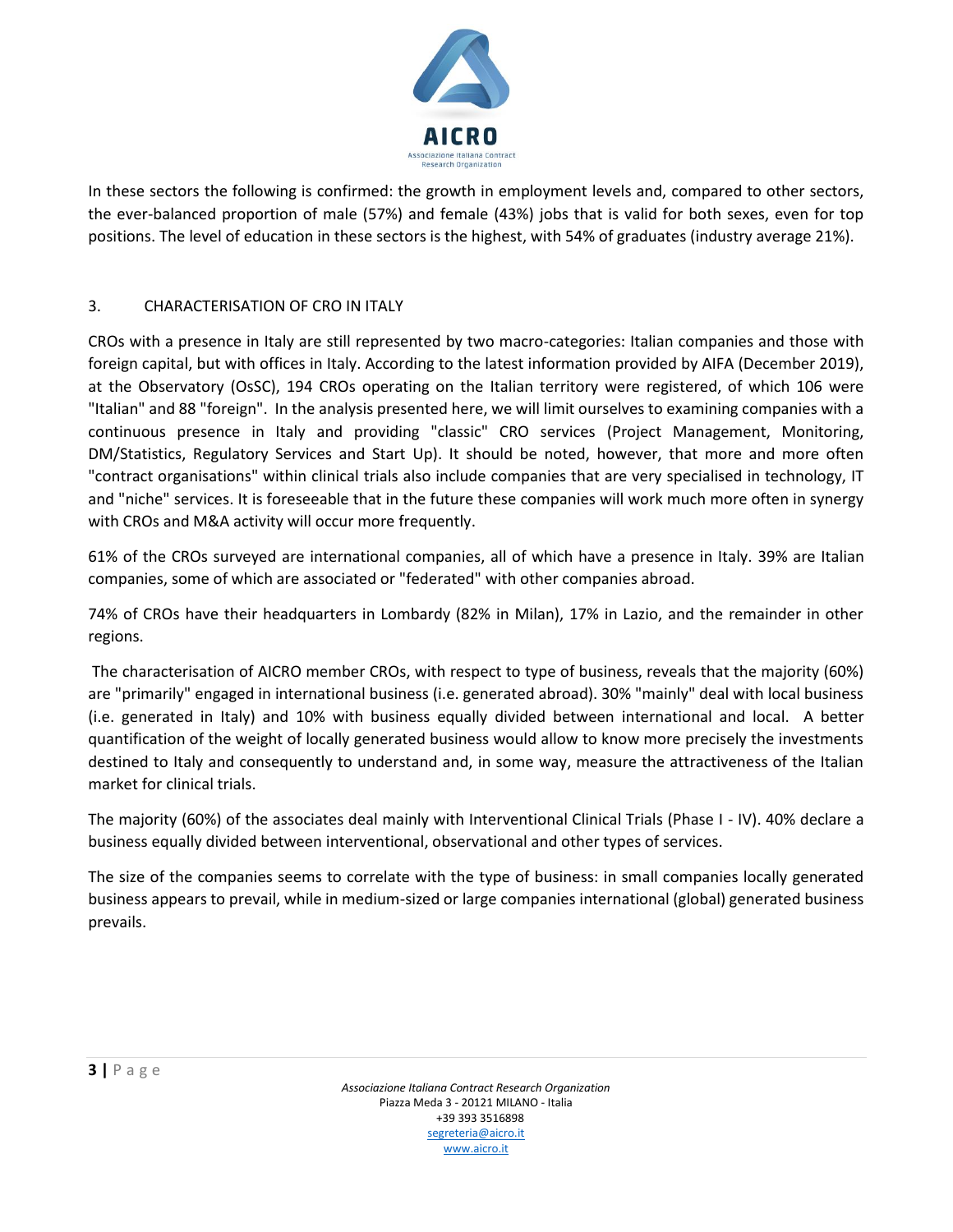In these sectors the following is confirmed: the growth in employment levels and, compared to other sectors, the ever-balanced proportion of male (57%) and female (43%) jobs that is valid for both sexes, even for top positions. The level of education in these sectors is the highest, with 54% of graduates (industry average 21%).

## 3. CHARACTERISATION OF CRO IN ITALY

CROs with a presence in Italy are still represented by two macro-categories: Italian companies and those with foreign capital, but with offices in Italy. According to the latest information provided by AIFA (December 2019), at the Observatory (OsSC), 194 CROs operating on the Italian territory were registered, of which 106 were "Italian" and 88 "foreign". In the analysis presented here, we will limit ourselves to examining companies with a continuous presence in Italy and providing "classic" CRO services (Project Management, Monitoring, DM/Statistics, Regulatory Services and Start Up). It should be noted, however, that more and more often "contract organisations" within clinical trials also include companies that are very specialised in technology, IT and "niche" services. It is foreseeable that in the future these companies will work much more often in synergy with CROs and M&A activity will occur more frequently.

61% of the CROs surveyed are international companies, all of which have a presence in Italy. 39% are Italian companies, some of which are associated or "federated" with other companies abroad.

74% of CROs have their headquarters in Lombardy (82% in Milan), 17% in Lazio, and the remainder in other regions.

The characterisation of AICRO member CROs, with respect to type of business, reveals that the majority (60%) are "primarily" engaged in international business (i.e. generated abroad). 30% "mainly" deal with local business (i.e. generated in Italy) and 10% with business equally divided between international and local. A better quantification of the weight of locally generated business would allow to know more precisely the investments destined to Italy and consequently to understand and, in some way, measure the attractiveness of the Italian market for clinical trials.

The majority (60%) of the associates deal mainly with Interventional Clinical Trials (Phase I - IV). 40% declare a business equally divided between interventional, observational and other types of services.

The size of the companies seems to correlate with the type of business: in small companies locally generated business appears to prevail, while in medium-sized or large companies international (global) generated business prevails.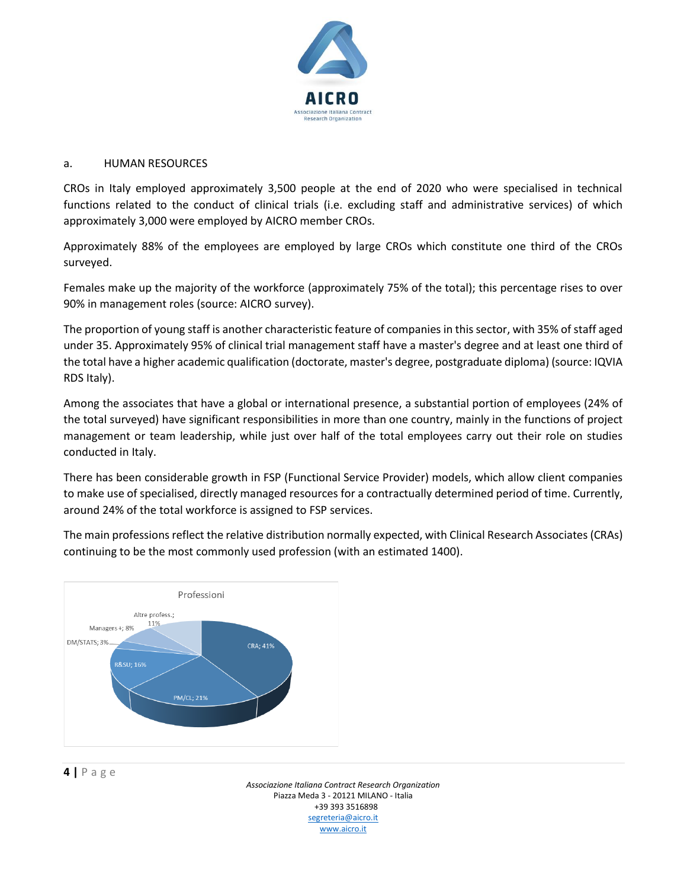a. HUMAN RESOURCES

CROs in Italy employed approximately 3,500 people at the end of 2020 who were specialised in technical functions related to the conduct of clinical trials (i.e. excluding staff and administrative services) of which approximately 3,000 were employed by AICRO member CROs.

Approximately 88% of the employees are employed by large CROs which constitute one third of the CROs surveyed.

Females make up the majority of the workforce (approximately 75% of the total); this percentage rises to over 90% in management roles (source: AICRO survey).

The proportion of young staff is another characteristic feature of companies in this sector, with 35% of staff aged under 35. Approximately 95% of clinical trial management staff have a master's degree and at least one third of the total have a higher academic qualification (doctorate, master's degree, postgraduate diploma) (source: IQVIA RDS Italy).

Among the associates that have a global or international presence, a substantial portion of employees (24% of the total surveyed) have significant responsibilities in more than one country, mainly in the functions of project management or team leadership, while just over half of the total employees carry out their role on studies conducted in Italy.

There has been considerable growth in FSP (Functional Service Provider) models, which allow client companies to make use of specialised, directly managed resources for a contractually determined period of time. Currently, around 24% of the total workforce is assigned to FSP services.

The main professions reflect the relative distribution normally expected, with Clinical Research Associates (CRAs) continuing to be the most commonly used profession (with an estimated 1400).

Professioni

| Professione | % |
|---|---|
| CRA | 41% |
| PM/CL | 21% |
| R&SU | 16% |
| DM/STATS | 3% |
| Managers + | 8% |
| Altre profess. | 11% |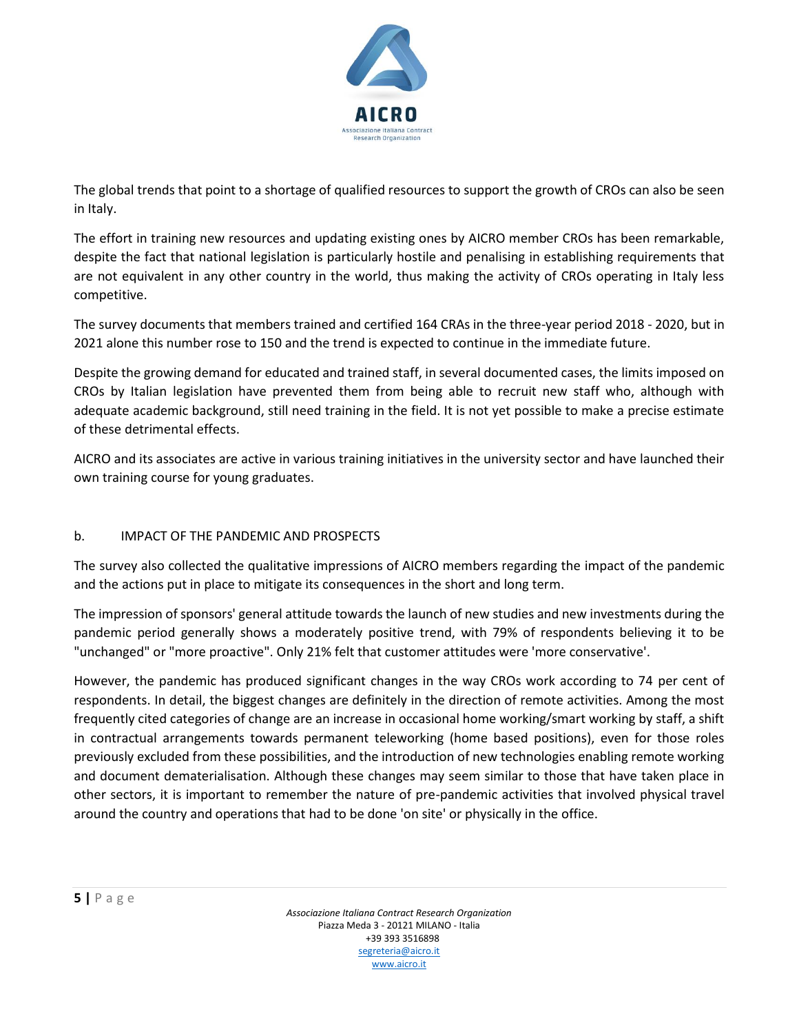The global trends that point to a shortage of qualified resources to support the growth of CROs can also be seen in Italy.

The effort in training new resources and updating existing ones by AICRO member CROs has been remarkable, despite the fact that national legislation is particularly hostile and penalising in establishing requirements that are not equivalent in any other country in the world, thus making the activity of CROs operating in Italy less competitive.

The survey documents that members trained and certified 164 CRAs in the three-year period 2018 - 2020, but in 2021 alone this number rose to 150 and the trend is expected to continue in the immediate future.

Despite the growing demand for educated and trained staff, in several documented cases, the limits imposed on CROs by Italian legislation have prevented them from being able to recruit new staff who, although with adequate academic background, still need training in the field. It is not yet possible to make a precise estimate of these detrimental effects.

AICRO and its associates are active in various training initiatives in the university sector and have launched their own training course for young graduates.

## b. IMPACT OF THE PANDEMIC AND PROSPECTS

The survey also collected the qualitative impressions of AICRO members regarding the impact of the pandemic and the actions put in place to mitigate its consequences in the short and long term.

The impression of sponsors' general attitude towards the launch of new studies and new investments during the pandemic period generally shows a moderately positive trend, with 79% of respondents believing it to be "unchanged" or "more proactive". Only 21% felt that customer attitudes were 'more conservative'.

However, the pandemic has produced significant changes in the way CROs work according to 74 per cent of respondents. In detail, the biggest changes are definitely in the direction of remote activities. Among the most frequently cited categories of change are an increase in occasional home working/smart working by staff, a shift in contractual arrangements towards permanent teleworking (home based positions), even for those roles previously excluded from these possibilities, and the introduction of new technologies enabling remote working and document dematerialisation. Although these changes may seem similar to those that have taken place in other sectors, it is important to remember the nature of pre-pandemic activities that involved physical travel around the country and operations that had to be done 'on site' or physically in the office.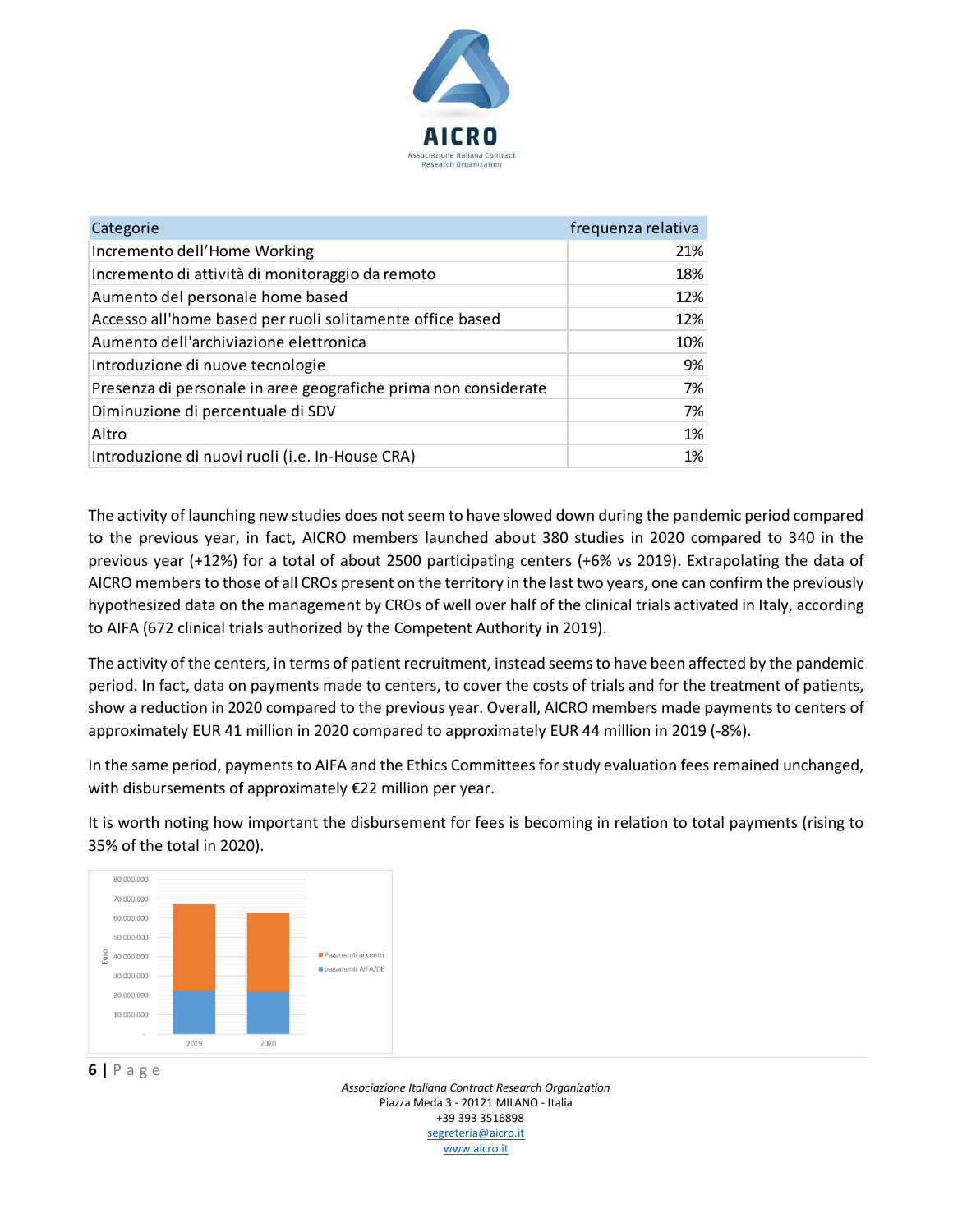| Categorie | frequenza relativa |
|---|---|
| Incremento dell'Home Working | 21% |
| Incremento di attività di monitoraggio da remoto | 18% |
| Aumento del personale home based | 12% |
| Accesso all'home based per ruoli solitamente office based | 12% |
| Aumento dell'archiviazione elettronica | 10% |
| Introduzione di nuove tecnologie | 9% |
| Presenza di personale in aree geografiche prima non considerate | 7% |
| Diminuzione di percentuale di SDV | 7% |
| Altro | 1% |
| Introduzione di nuovi ruoli (i.e. In-House CRA) | 1% |

The activity of launching new studies does not seem to have slowed down during the pandemic period compared to the previous year, in fact, AICRO members launched about 380 studies in 2020 compared to 340 in the previous year (+12%) for a total of about 2500 participating centers (+6% vs 2019). Extrapolating the data of AICRO members to those of all CROs present on the territory in the last two years, one can confirm the previously hypothesized data on the management by CROs of well over half of the clinical trials activated in Italy, according to AIFA (672 clinical trials authorized by the Competent Authority in 2019).

The activity of the centers, in terms of patient recruitment, instead seems to have been affected by the pandemic period. In fact, data on payments made to centers, to cover the costs of trials and for the treatment of patients, show a reduction in 2020 compared to the previous year. Overall, AICRO members made payments to centers of approximately EUR 41 million in 2020 compared to approximately EUR 44 million in 2019 (-8%).

In the same period, payments to AIFA and the Ethics Committees for study evaluation fees remained unchanged, with disbursements of approximately €22 million per year.

It is worth noting how important the disbursement for fees is becoming in relation to total payments (rising to 35% of the total in 2020).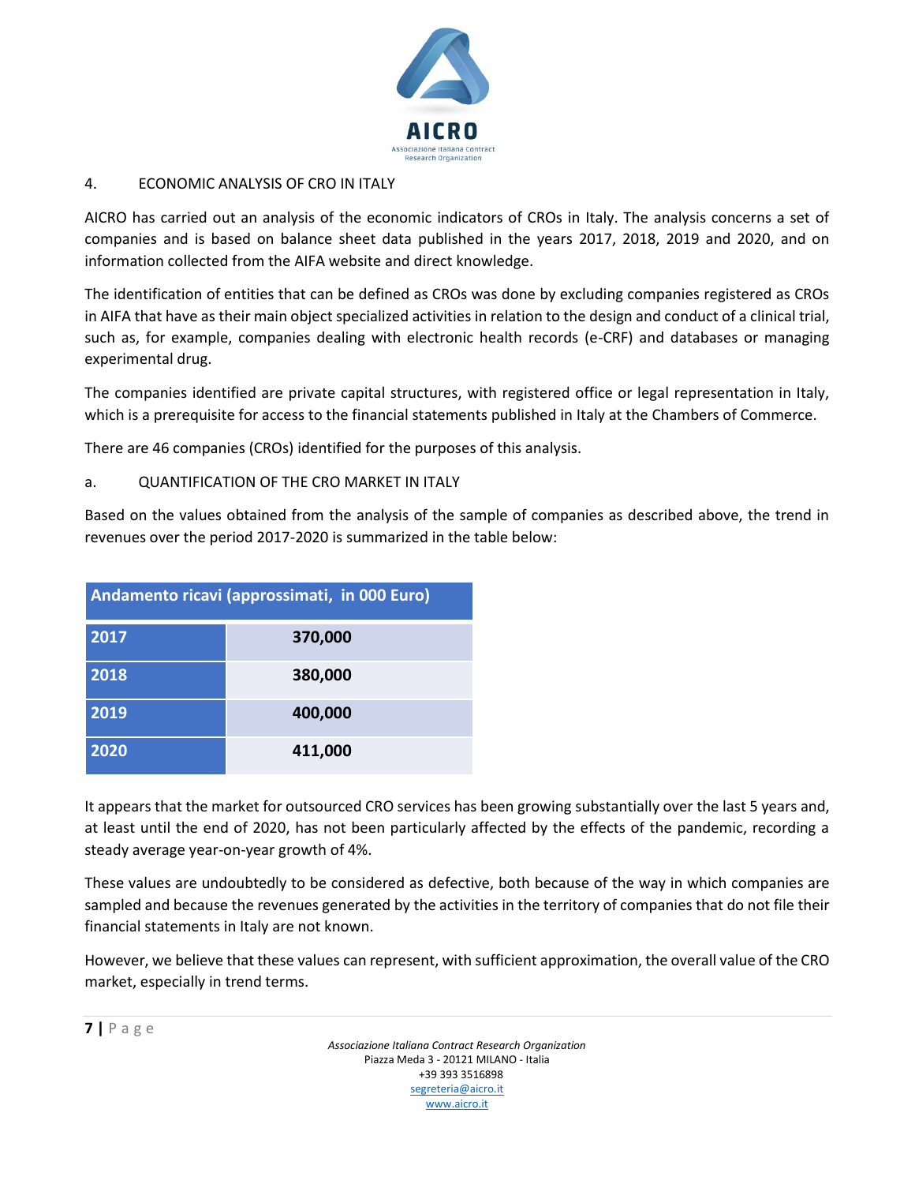## 4. ECONOMIC ANALYSIS OF CRO IN ITALY

AICRO has carried out an analysis of the economic indicators of CROs in Italy. The analysis concerns a set of companies and is based on balance sheet data published in the years 2017, 2018, 2019 and 2020, and on information collected from the AIFA website and direct knowledge.

The identification of entities that can be defined as CROs was done by excluding companies registered as CROs in AIFA that have as their main object specialized activities in relation to the design and conduct of a clinical trial, such as, for example, companies dealing with electronic health records (e-CRF) and databases or managing experimental drug.

The companies identified are private capital structures, with registered office or legal representation in Italy, which is a prerequisite for access to the financial statements published in Italy at the Chambers of Commerce.

There are 46 companies (CROs) identified for the purposes of this analysis.

### a. QUANTIFICATION OF THE CRO MARKET IN ITALY

Based on the values obtained from the analysis of the sample of companies as described above, the trend in revenues over the period 2017-2020 is summarized in the table below:

| Andamento ricavi (approssimati, in 000 Euro) | |
|---|---|
| 2017 | 370,000 |
| 2018 | 380,000 |
| 2019 | 400,000 |
| 2020 | 411,000 |

It appears that the market for outsourced CRO services has been growing substantially over the last 5 years and, at least until the end of 2020, has not been particularly affected by the effects of the pandemic, recording a steady average year-on-year growth of 4%.

These values are undoubtedly to be considered as defective, both because of the way in which companies are sampled and because the revenues generated by the activities in the territory of companies that do not file their financial statements in Italy are not known.

However, we believe that these values can represent, with sufficient approximation, the overall value of the CRO market, especially in trend terms.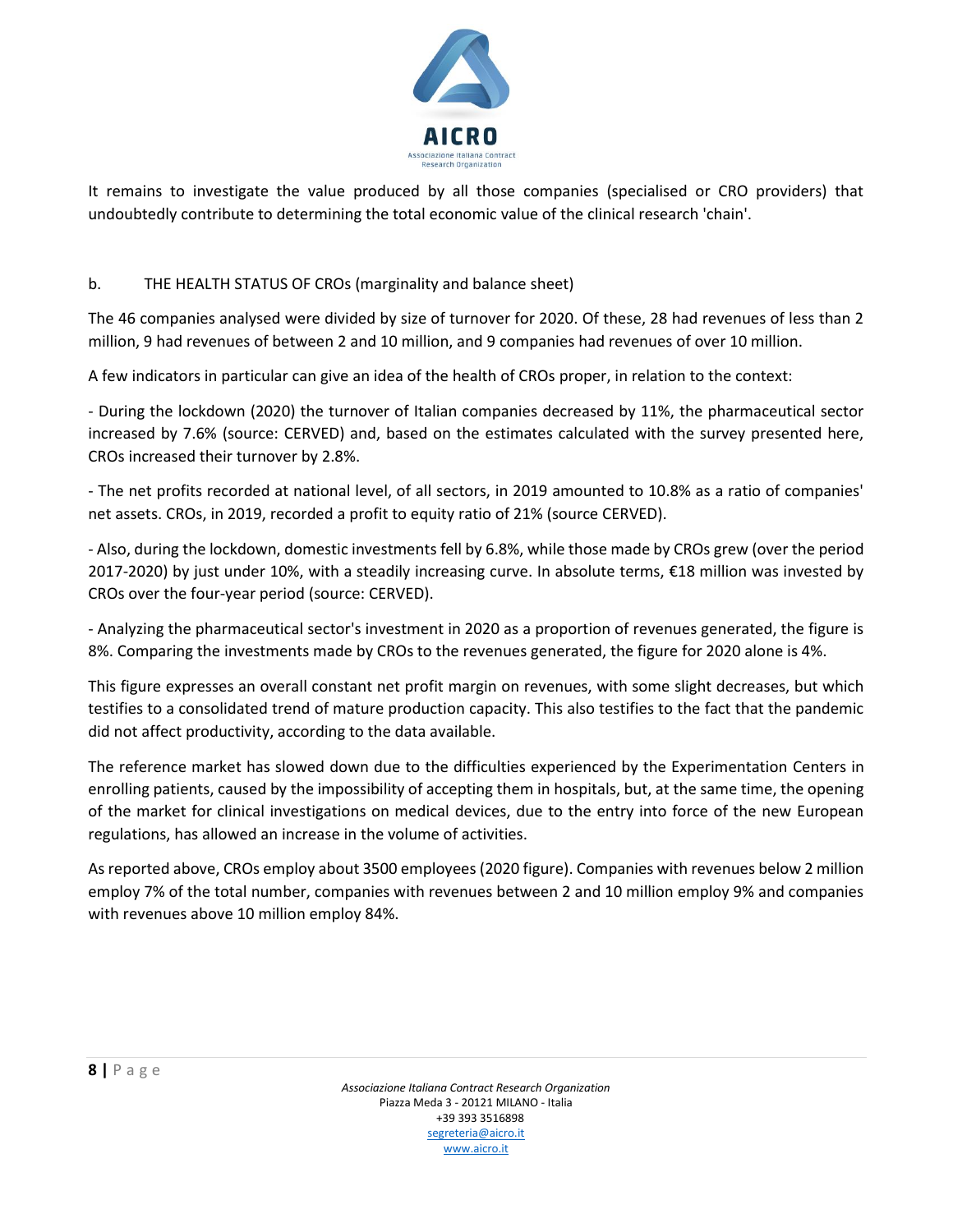It remains to investigate the value produced by all those companies (specialised or CRO providers) that undoubtedly contribute to determining the total economic value of the clinical research 'chain'.

### b. THE HEALTH STATUS OF CROs (marginality and balance sheet)

The 46 companies analysed were divided by size of turnover for 2020. Of these, 28 had revenues of less than 2 million, 9 had revenues of between 2 and 10 million, and 9 companies had revenues of over 10 million.

A few indicators in particular can give an idea of the health of CROs proper, in relation to the context:

- During the lockdown (2020) the turnover of Italian companies decreased by 11%, the pharmaceutical sector increased by 7.6% (source: CERVED) and, based on the estimates calculated with the survey presented here, CROs increased their turnover by 2.8%.

- The net profits recorded at national level, of all sectors, in 2019 amounted to 10.8% as a ratio of companies' net assets. CROs, in 2019, recorded a profit to equity ratio of 21% (source CERVED).

- Also, during the lockdown, domestic investments fell by 6.8%, while those made by CROs grew (over the period 2017-2020) by just under 10%, with a steadily increasing curve. In absolute terms, €18 million was invested by CROs over the four-year period (source: CERVED).

- Analyzing the pharmaceutical sector's investment in 2020 as a proportion of revenues generated, the figure is 8%. Comparing the investments made by CROs to the revenues generated, the figure for 2020 alone is 4%.

This figure expresses an overall constant net profit margin on revenues, with some slight decreases, but which testifies to a consolidated trend of mature production capacity. This also testifies to the fact that the pandemic did not affect productivity, according to the data available.

The reference market has slowed down due to the difficulties experienced by the Experimentation Centers in enrolling patients, caused by the impossibility of accepting them in hospitals, but, at the same time, the opening of the market for clinical investigations on medical devices, due to the entry into force of the new European regulations, has allowed an increase in the volume of activities.

As reported above, CROs employ about 3500 employees (2020 figure). Companies with revenues below 2 million employ 7% of the total number, companies with revenues between 2 and 10 million employ 9% and companies with revenues above 10 million employ 84%.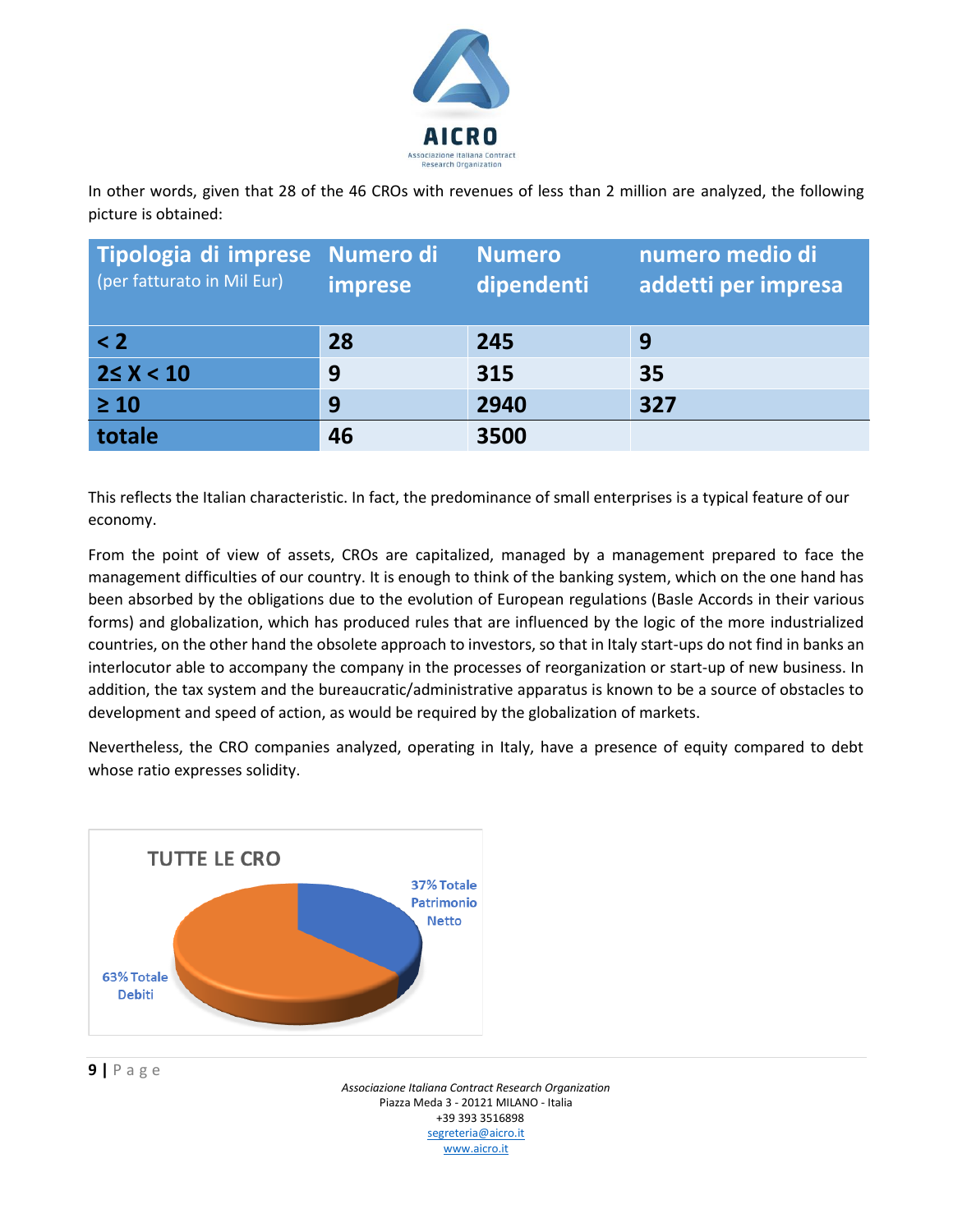In other words, given that 28 of the 46 CROs with revenues of less than 2 million are analyzed, the following picture is obtained:

| Tipologia di imprese (per fatturato in Mil Eur) | Numero di imprese | Numero dipendenti | numero medio di addetti per impresa |
|---|---|---|---|
| < 2 | 28 | 245 | 9 |
| 2≤ X < 10 | 9 | 315 | 35 |
| ≥ 10 | 9 | 2940 | 327 |
| totale | 46 | 3500 | |

This reflects the Italian characteristic. In fact, the predominance of small enterprises is a typical feature of our economy.

From the point of view of assets, CROs are capitalized, managed by a management prepared to face the management difficulties of our country. It is enough to think of the banking system, which on the one hand has been absorbed by the obligations due to the evolution of European regulations (Basle Accords in their various forms) and globalization, which has produced rules that are influenced by the logic of the more industrialized countries, on the other hand the obsolete approach to investors, so that in Italy start-ups do not find in banks an interlocutor able to accompany the company in the processes of reorganization or start-up of new business. In addition, the tax system and the bureaucratic/administrative apparatus is known to be a source of obstacles to development and speed of action, as would be required by the globalization of markets.

Nevertheless, the CRO companies analyzed, operating in Italy, have a presence of equity compared to debt whose ratio expresses solidity.

**TUTTE LE CRO**

- 37% Totale Patrimonio Netto
- 63% Totale Debiti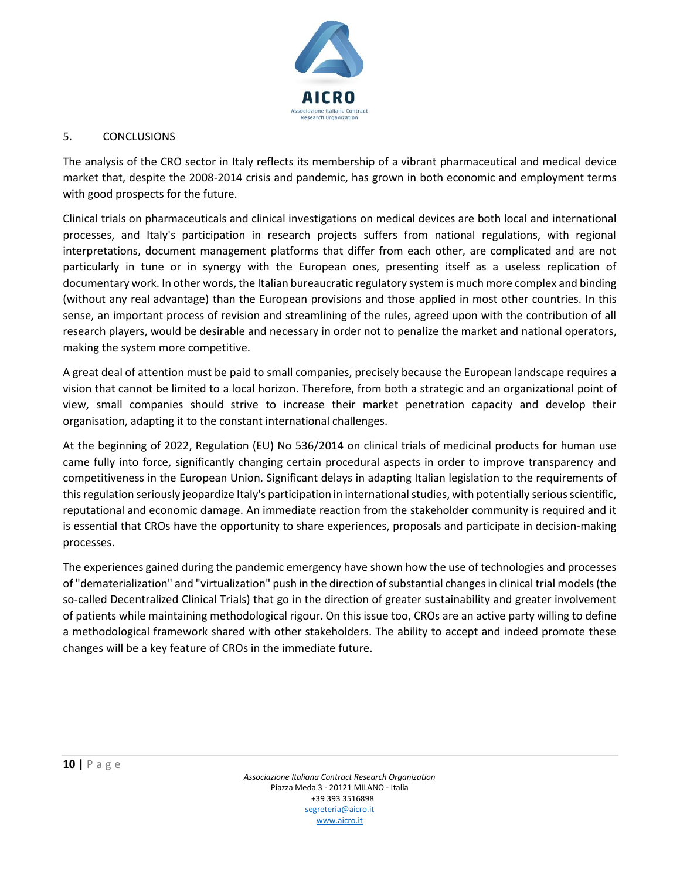## 5. CONCLUSIONS

The analysis of the CRO sector in Italy reflects its membership of a vibrant pharmaceutical and medical device market that, despite the 2008-2014 crisis and pandemic, has grown in both economic and employment terms with good prospects for the future.

Clinical trials on pharmaceuticals and clinical investigations on medical devices are both local and international processes, and Italy's participation in research projects suffers from national regulations, with regional interpretations, document management platforms that differ from each other, are complicated and are not particularly in tune or in synergy with the European ones, presenting itself as a useless replication of documentary work. In other words, the Italian bureaucratic regulatory system is much more complex and binding (without any real advantage) than the European provisions and those applied in most other countries. In this sense, an important process of revision and streamlining of the rules, agreed upon with the contribution of all research players, would be desirable and necessary in order not to penalize the market and national operators, making the system more competitive.

A great deal of attention must be paid to small companies, precisely because the European landscape requires a vision that cannot be limited to a local horizon. Therefore, from both a strategic and an organizational point of view, small companies should strive to increase their market penetration capacity and develop their organisation, adapting it to the constant international challenges.

At the beginning of 2022, Regulation (EU) No 536/2014 on clinical trials of medicinal products for human use came fully into force, significantly changing certain procedural aspects in order to improve transparency and competitiveness in the European Union. Significant delays in adapting Italian legislation to the requirements of this regulation seriously jeopardize Italy's participation in international studies, with potentially serious scientific, reputational and economic damage. An immediate reaction from the stakeholder community is required and it is essential that CROs have the opportunity to share experiences, proposals and participate in decision-making processes.

The experiences gained during the pandemic emergency have shown how the use of technologies and processes of "dematerialization" and "virtualization" push in the direction of substantial changes in clinical trial models (the so-called Decentralized Clinical Trials) that go in the direction of greater sustainability and greater involvement of patients while maintaining methodological rigour. On this issue too, CROs are an active party willing to define a methodological framework shared with other stakeholders. The ability to accept and indeed promote these changes will be a key feature of CROs in the immediate future.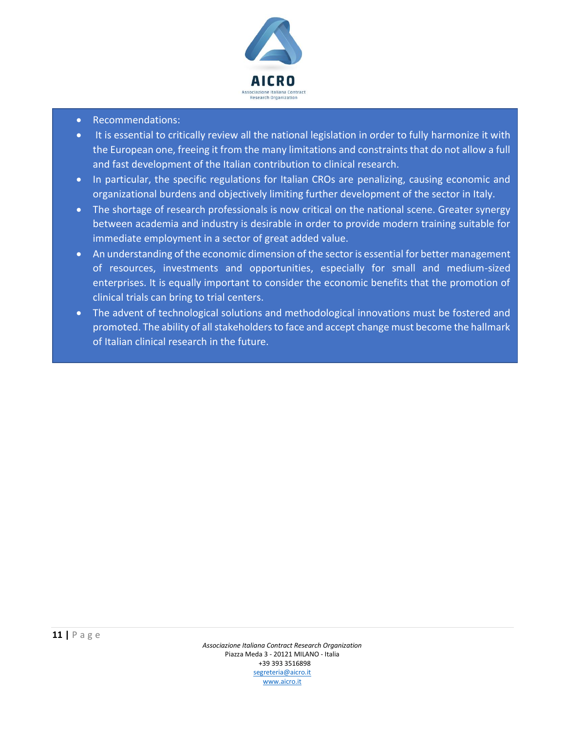- Recommendations:
- It is essential to critically review all the national legislation in order to fully harmonize it with the European one, freeing it from the many limitations and constraints that do not allow a full and fast development of the Italian contribution to clinical research.
- In particular, the specific regulations for Italian CROs are penalizing, causing economic and organizational burdens and objectively limiting further development of the sector in Italy.
- The shortage of research professionals is now critical on the national scene. Greater synergy between academia and industry is desirable in order to provide modern training suitable for immediate employment in a sector of great added value.
- An understanding of the economic dimension of the sector is essential for better management of resources, investments and opportunities, especially for small and medium-sized enterprises. It is equally important to consider the economic benefits that the promotion of clinical trials can bring to trial centers.
- The advent of technological solutions and methodological innovations must be fostered and promoted. The ability of all stakeholders to face and accept change must become the hallmark of Italian clinical research in the future.